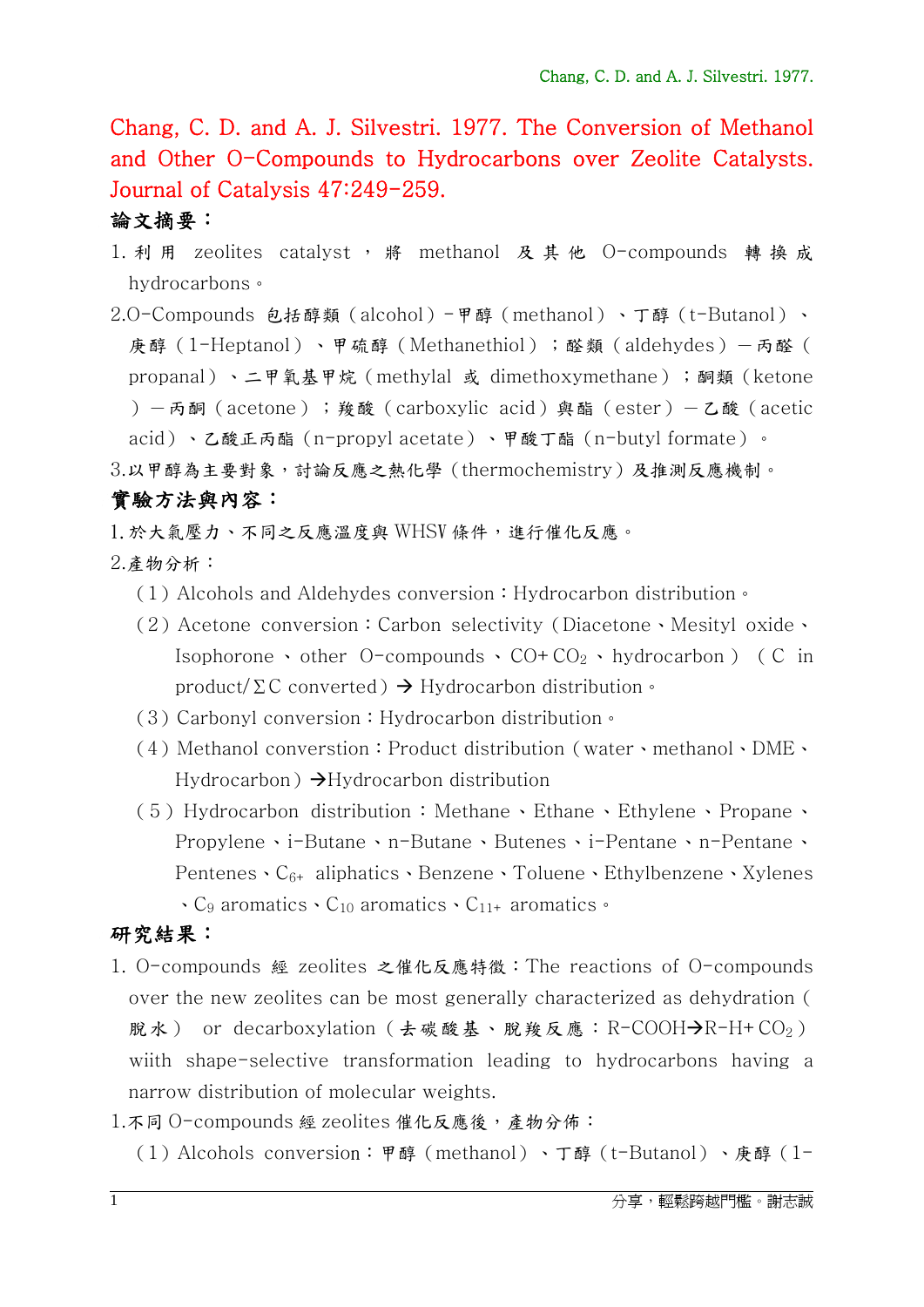Chang, C. D. and A. J. Silvestri. 1977. The Conversion of Methanol and Other O-Compounds to Hydrocarbons over Zeolite Catalysts. Journal of Catalysis 47:249-259.

**論文摘要：**

1. 利用 zeolites catalyst，將 methanol 及其他 O-compounds 轉換成 hydrocarbons。
2. O-Compounds 包括醇類（alcohol）－甲醇（methanol）、丁醇（t-Butanol）、庚醇（1-Heptanol）、甲硫醇（Methanethiol）；醛類（aldehydes）－丙醛（propanal）、二甲氧基甲烷（methylal 或 dimethoxymethane）；酮類（ketone）－丙酮（acetone）；羧酸（carboxylic acid）與酯（ester）－乙酸（acetic acid）、乙酸正丙酯（n-propyl acetate）、甲酸丁酯（n-butyl formate）。
3. 以甲醇為主要對象，討論反應之熱化學（thermochemistry）及推測反應機制。

**實驗方法與內容：**

1. 於大氣壓力、不同之反應溫度與 WHSV 條件，進行催化反應。
2. 產物分析：
   （1）Alcohols and Aldehydes conversion：Hydrocarbon distribution。
   （2）Acetone conversion：Carbon selectivity（Diacetone、Mesityl oxide、Isophorone、other O-compounds、CO+ $CO_2$、hydrocarbon）（C in product/ΣC converted）→ Hydrocarbon distribution。
   （3）Carbonyl conversion：Hydrocarbon distribution。
   （4）Methanol converstion：Product distribution（water、methanol、DME、Hydrocarbon）→Hydrocarbon distribution
   （5）Hydrocarbon distribution：Methane、Ethane、Ethylene、Propane、Propylene、i-Butane、n-Butane、Butenes、i-Pentane、n-Pentane、Pentenes、$C_{6+}$ aliphatics、Benzene、Toluene、Ethylbenzene、Xylenes、$C_9$ aromatics、$C_{10}$ aromatics、$C_{11+}$ aromatics。

**研究結果：**

1. O-compounds 經 zeolites 之催化反應特徵：The reactions of O-compounds over the new zeolites can be most generally characterized as dehydration（脫水） or decarboxylation（去碳酸基、脫羧反應：R-COOH→R-H+ $CO_2$） wiith shape-selective transformation leading to hydrocarbons having a narrow distribution of molecular weights.

1. 不同 O-compounds 經 zeolites 催化反應後，產物分佈：
   （1）Alcohols conversion：甲醇（methanol）、丁醇（t-Butanol）、庚醇（1-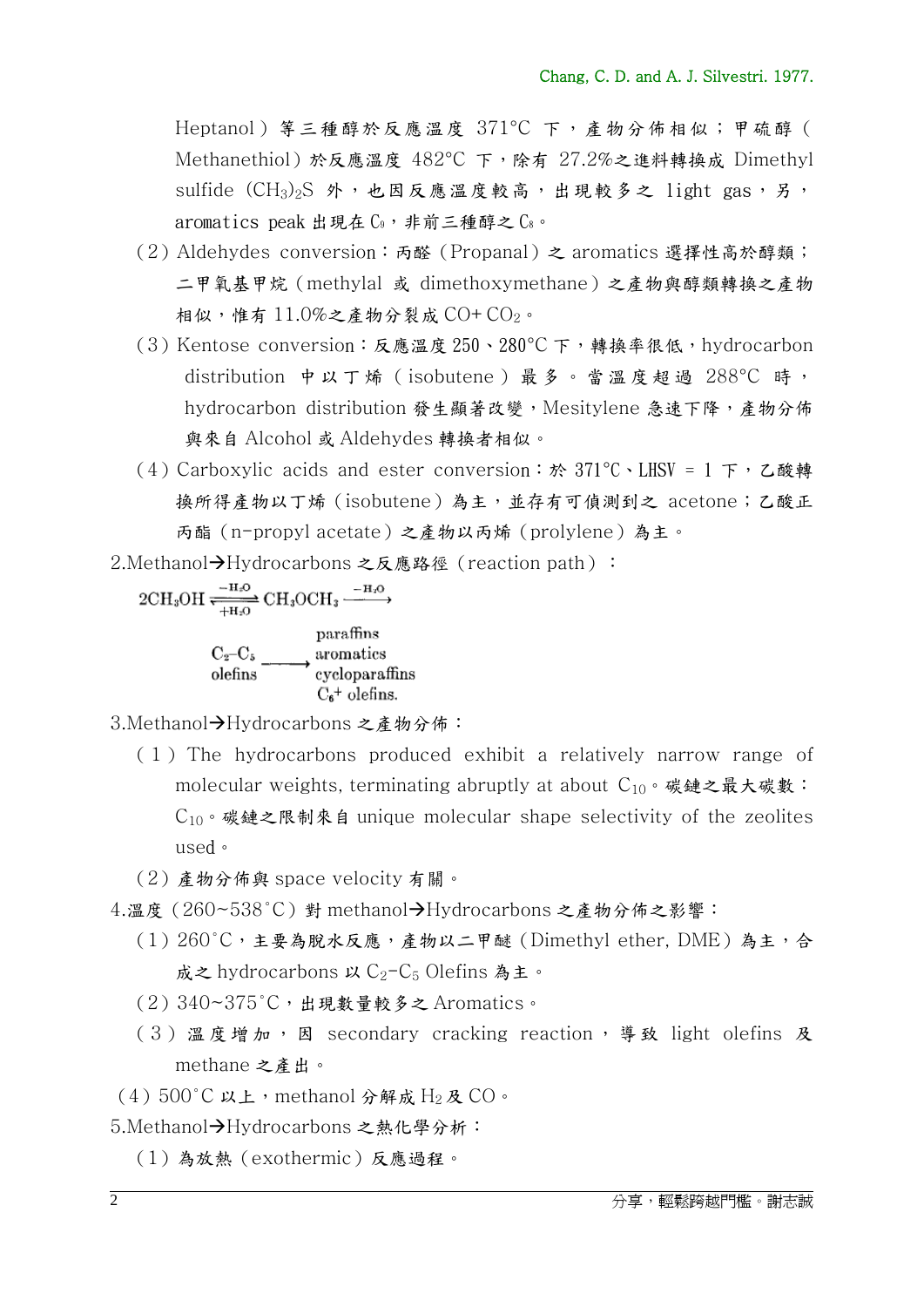Heptanol）等三種醇於反應溫度 371°C 下，產物分佈相似；甲硫醇（Methanethiol）於反應溫度 482°C 下，除有 27.2%之進料轉換成 Dimethyl sulfide $(CH_3)_2S$ 外，也因反應溫度較高，出現較多之 light gas，另，aromatics peak 出現在 $C_9$，非前三種醇之 $C_8$。

（2）Aldehydes conversion：丙醛（Propanal）之 aromatics 選擇性高於醇類；二甲氧基甲烷（methylal 或 dimethoxymethane）之產物與醇類轉換之產物相似，惟有 11.0%之產物分裂成 CO+ $CO_2$。

（3）Kentose conversion：反應溫度 250、280°C 下，轉換率很低，hydrocarbon distribution 中以丁烯（isobutene）最多。當溫度超過 288°C 時，hydrocarbon distribution 發生顯著改變，Mesitylene 急速下降，產物分佈與來自 Alcohol 或 Aldehydes 轉換者相似。

（4）Carboxylic acids and ester conversion：於 371°C、LHSV = 1 下，乙酸轉換所得產物以丁烯（isobutene）為主，並存有可偵測到之 acetone；乙酸正丙酯（n-propyl acetate）之產物以丙烯（prolylene）為主。

2.Methanol→Hydrocarbons 之反應路徑（reaction path）：

$$2CH_3OH \underset{+H_2O}{\overset{-H_2O}{\rightleftharpoons}} CH_3OCH_3 \xrightarrow{-H_2O} \underset{\text{olefins}}{C_2\text{–}C_5} \longrightarrow \begin{array}{l}\text{paraffins}\\ \text{aromatics}\\ \text{cycloparaffins}\\ C_6^{+}\text{ olefins.}\end{array}$$

3.Methanol→Hydrocarbons 之產物分佈：

（1）The hydrocarbons produced exhibit a relatively narrow range of molecular weights, terminating abruptly at about $C_{10}$。碳鏈之最大碳數：$C_{10}$。碳鏈之限制來自 unique molecular shape selectivity of the zeolites used。

（2）產物分佈與 space velocity 有關。

4.溫度（260~538˚C）對 methanol→Hydrocarbons 之產物分佈之影響：

（1）260˚C，主要為脫水反應，產物以二甲醚（Dimethyl ether, DME）為主，合成之 hydrocarbons 以 $C_2$-$C_5$ Olefins 為主。

（2）340~375˚C，出現數量較多之 Aromatics。

（3）溫度增加，因 secondary cracking reaction，導致 light olefins 及 methane 之產出。

（4）500˚C 以上，methanol 分解成 $H_2$ 及 CO。

5.Methanol→Hydrocarbons 之熱化學分析：

（1）為放熱（exothermic）反應過程。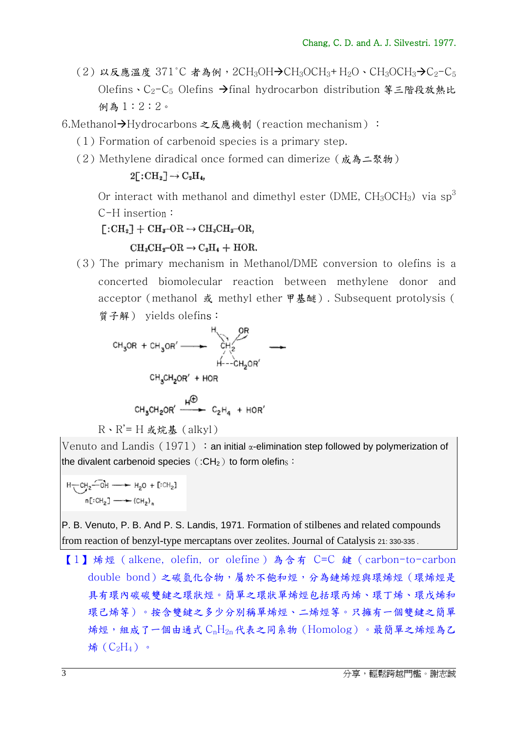(2) 以反應溫度 371˚C 者為例，$2CH_3OH \rightarrow CH_3OCH_3 + H_2O$、$CH_3OCH_3 \rightarrow C_2$-$C_5$ Olefins、$C_2$-$C_5$ Olefins →final hydrocarbon distribution 等三階段放熱比例為 1：2：2。

6.Methanol→Hydrocarbons 之反應機制（reaction mechanism）：

(1) Formation of carbenoid species is a primary step.

(2) Methylene diradical once formed can dimerize（成為二聚物）

$$2[:CH_2] \rightarrow C_2H_4,$$

Or interact with methanol and dimethyl ester (DME, $CH_3OCH_3$) via $sp^3$ C-H insertion：

$$[:CH_2] + CH_3\text{-}OR \rightarrow CH_3CH_2\text{-}OR,$$

$$CH_3CH_2\text{-}OR \rightarrow C_2H_4 + HOR.$$

(3) The primary mechanism in Methanol/DME conversion to olefins is a concerted biomolecular reaction between methylene donor and acceptor（methanol 或 methyl ether 甲基醚）. Subsequent protolysis（質子解） yields olefins：

$$CH_3OR + CH_3OR' \longrightarrow [\text{H}\cdots CH_2(OR)\cdots \text{H}\text{---}CH_2OR'] \longrightarrow CH_3CH_2OR' + HOR$$

$$CH_3CH_2OR' \xrightarrow{H^{\oplus}} C_2H_4 + HOR'$$

R、R'= H 或烷基（alkyl）

Venuto and Landis（1971）：an initial α-elimination step followed by polymerization of the divalent carbenoid species（$:CH_2$）to form olefins：

$$H\text{—}CH_2\text{—}OH \longrightarrow H_2O + [:CH_2]$$

$$n[:CH_2] \longrightarrow (CH_2)_n$$

P. B. Venuto, P. B. And P. S. Landis, 1971. Formation of stilbenes and related compounds from reaction of benzyl-type mercaptans over zeolites. Journal of Catalysis 21: 330-335 .

【1】烯烴（alkene, olefin, or olefine）為含有 C=C 鍵（carbon-to-carbon double bond）之碳氫化合物，屬於不飽和烴，分為鏈烯烴與環烯烴（環烯烴是具有環內碳碳雙鍵之環狀烴。簡單之環狀單烯烴包括環丙烯、環丁烯、環戊烯和環己烯等）。按含雙鍵之多少分別稱單烯烴、二烯烴等。只擁有一個雙鍵之簡單烯烴，組成了一個由通式 $C_nH_{2n}$ 代表之同系物（Homolog）。最簡單之烯烴為乙烯（$C_2H_4$）。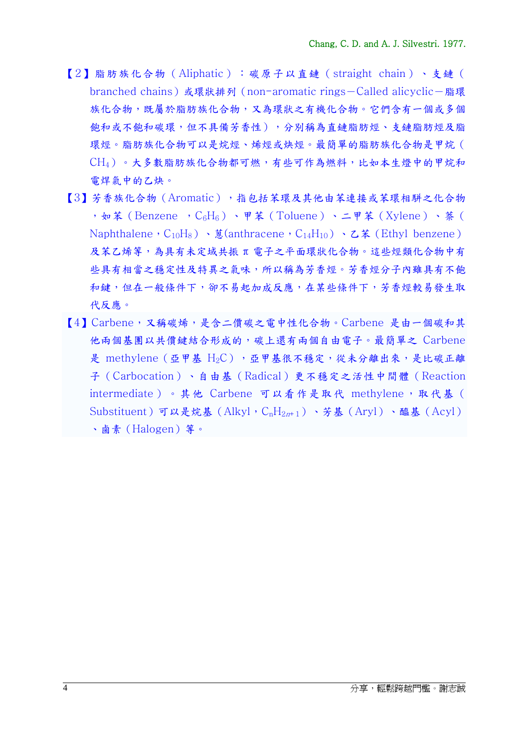【2】脂肪族化合物（Aliphatic）：碳原子以直鏈（straight chain）、支鏈（branched chains）或環狀排列（non-aromatic rings－Called alicyclic－脂環族化合物，既屬於脂肪族化合物，又為環狀之有機化合物。它們含有一個或多個飽和或不飽和碳環，但不具備芳香性），分別稱為直鏈脂肪烴、支鏈脂肪烴及脂環烴。脂肪族化合物可以是烷烴、烯烴或炔烴。最簡單的脂肪族化合物是甲烷（$CH_4$）。大多數脂肪族化合物都可燃，有些可作為燃料，比如本生燈中的甲烷和電焊氣中的乙炔。

【3】芳香族化合物（Aromatic），指包括苯環及其他由苯連接或苯環相駢之化合物，如苯（Benzene，$C_6H_6$）、甲苯（Toluene）、二甲苯（Xylene）、萘（Naphthalene，$C_{10}H_8$）、蒽(anthracene，$C_{14}H_{10}$）、乙苯（Ethyl benzene）及苯乙烯等，為具有未定域共振 π 電子之平面環狀化合物。這些烴類化合物中有些具有相當之穩定性及特異之氣味，所以稱為芳香烴。芳香烴分子內雖具有不飽和鍵，但在一般條件下，卻不易起加成反應，在某些條件下，芳香烴較易發生取代反應。

【4】Carbene，又稱碳烯，是含二價碳之電中性化合物。Carbene 是由一個碳和其他兩個基團以共價鍵結合形成的，碳上還有兩個自由電子。最簡單之 Carbene 是 methylene（亞甲基 $H_2C$），亞甲基很不穩定，從未分離出來，是比碳正離子（Carbocation）、自由基（Radical）更不穩定之活性中間體（Reaction intermediate）。其他 Carbene 可以看作是取代 methylene，取代基（Substituent）可以是烷基（Alkyl，$C_nH_{2n+1}$）、芳基（Aryl）、醯基（Acyl）、鹵素（Halogen）等。